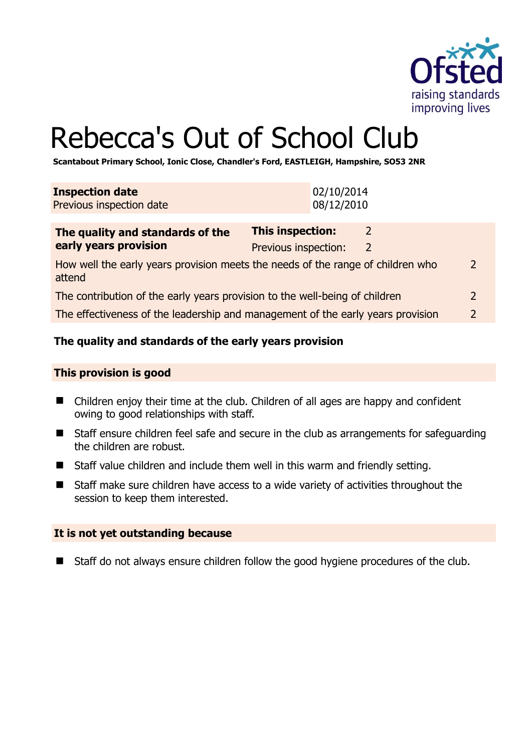# Rebecca's Out of School Club

**Scantabout Primary School, Ionic Close, Chandler's Ford, EASTLEIGH, Hampshire, SO53 2NR**

| **Inspection date** | 02/10/2014 |
|---|---|
| Previous inspection date | 08/12/2010 |

| **The quality and standards of the early years provision** | **This inspection:** | 2 |
|---|---|---|
| | Previous inspection: | 2 |
| How well the early years provision meets the needs of the range of children who attend | | 2 |
| The contribution of the early years provision to the well-being of children | | 2 |
| The effectiveness of the leadership and management of the early years provision | | 2 |

## The quality and standards of the early years provision

### This provision is good

- Children enjoy their time at the club. Children of all ages are happy and confident owing to good relationships with staff.
- Staff ensure children feel safe and secure in the club as arrangements for safeguarding the children are robust.
- Staff value children and include them well in this warm and friendly setting.
- Staff make sure children have access to a wide variety of activities throughout the session to keep them interested.

### It is not yet outstanding because

- Staff do not always ensure children follow the good hygiene procedures of the club.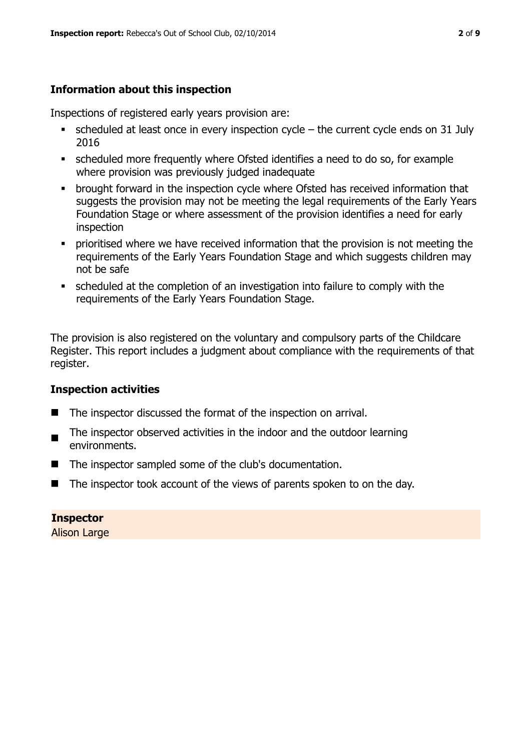## Information about this inspection

Inspections of registered early years provision are:

- scheduled at least once in every inspection cycle – the current cycle ends on 31 July 2016
- scheduled more frequently where Ofsted identifies a need to do so, for example where provision was previously judged inadequate
- brought forward in the inspection cycle where Ofsted has received information that suggests the provision may not be meeting the legal requirements of the Early Years Foundation Stage or where assessment of the provision identifies a need for early inspection
- prioritised where we have received information that the provision is not meeting the requirements of the Early Years Foundation Stage and which suggests children may not be safe
- scheduled at the completion of an investigation into failure to comply with the requirements of the Early Years Foundation Stage.

The provision is also registered on the voluntary and compulsory parts of the Childcare Register. This report includes a judgment about compliance with the requirements of that register.

## Inspection activities

- The inspector discussed the format of the inspection on arrival.
- The inspector observed activities in the indoor and the outdoor learning environments.
- The inspector sampled some of the club's documentation.
- The inspector took account of the views of parents spoken to on the day.

**Inspector**
Alison Large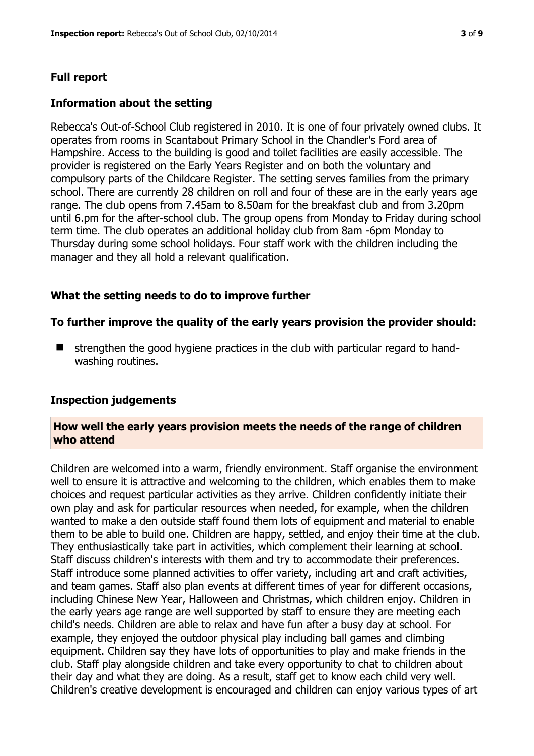## Full report

### Information about the setting

Rebecca's Out-of-School Club registered in 2010. It is one of four privately owned clubs. It operates from rooms in Scantabout Primary School in the Chandler's Ford area of Hampshire. Access to the building is good and toilet facilities are easily accessible. The provider is registered on the Early Years Register and on both the voluntary and compulsory parts of the Childcare Register. The setting serves families from the primary school. There are currently 28 children on roll and four of these are in the early years age range. The club opens from 7.45am to 8.50am for the breakfast club and from 3.20pm until 6.pm for the after-school club. The group opens from Monday to Friday during school term time. The club operates an additional holiday club from 8am -6pm Monday to Thursday during some school holidays. Four staff work with the children including the manager and they all hold a relevant qualification.

### What the setting needs to do to improve further

#### To further improve the quality of the early years provision the provider should:

- strengthen the good hygiene practices in the club with particular regard to hand-washing routines.

### Inspection judgements

#### How well the early years provision meets the needs of the range of children who attend

Children are welcomed into a warm, friendly environment. Staff organise the environment well to ensure it is attractive and welcoming to the children, which enables them to make choices and request particular activities as they arrive. Children confidently initiate their own play and ask for particular resources when needed, for example, when the children wanted to make a den outside staff found them lots of equipment and material to enable them to be able to build one. Children are happy, settled, and enjoy their time at the club. They enthusiastically take part in activities, which complement their learning at school. Staff discuss children's interests with them and try to accommodate their preferences. Staff introduce some planned activities to offer variety, including art and craft activities, and team games. Staff also plan events at different times of year for different occasions, including Chinese New Year, Halloween and Christmas, which children enjoy. Children in the early years age range are well supported by staff to ensure they are meeting each child's needs. Children are able to relax and have fun after a busy day at school. For example, they enjoyed the outdoor physical play including ball games and climbing equipment. Children say they have lots of opportunities to play and make friends in the club. Staff play alongside children and take every opportunity to chat to children about their day and what they are doing. As a result, staff get to know each child very well. Children's creative development is encouraged and children can enjoy various types of art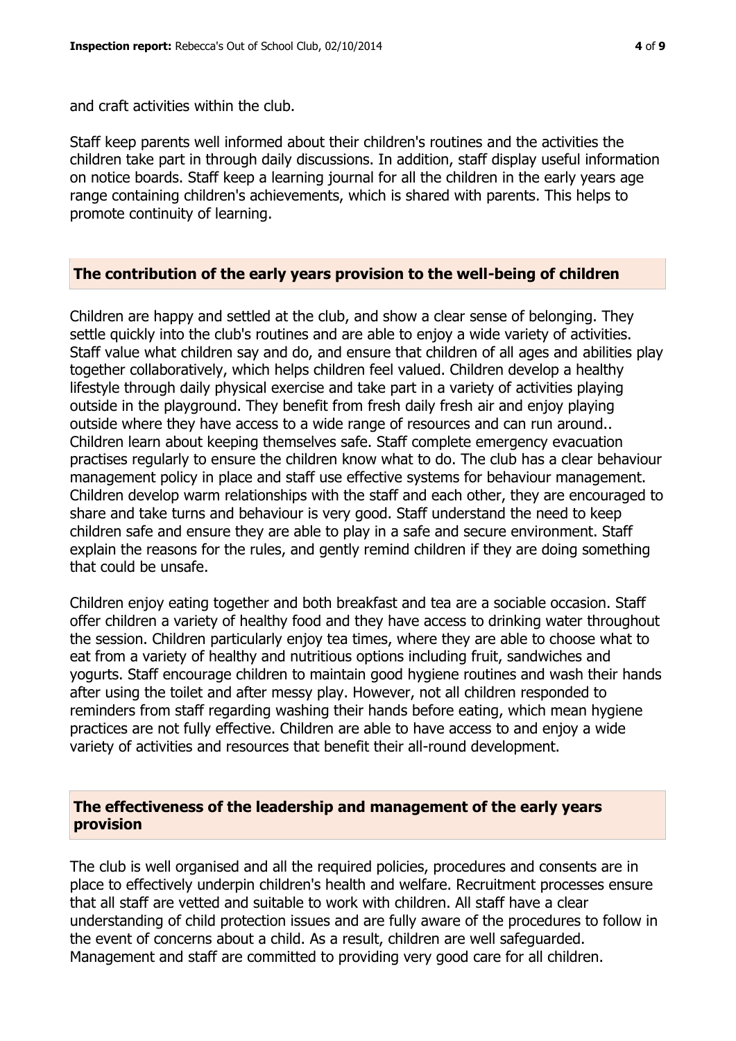and craft activities within the club.

Staff keep parents well informed about their children's routines and the activities the children take part in through daily discussions. In addition, staff display useful information on notice boards. Staff keep a learning journal for all the children in the early years age range containing children's achievements, which is shared with parents. This helps to promote continuity of learning.

## The contribution of the early years provision to the well-being of children

Children are happy and settled at the club, and show a clear sense of belonging. They settle quickly into the club's routines and are able to enjoy a wide variety of activities. Staff value what children say and do, and ensure that children of all ages and abilities play together collaboratively, which helps children feel valued. Children develop a healthy lifestyle through daily physical exercise and take part in a variety of activities playing outside in the playground. They benefit from fresh daily fresh air and enjoy playing outside where they have access to a wide range of resources and can run around.. Children learn about keeping themselves safe. Staff complete emergency evacuation practises regularly to ensure the children know what to do. The club has a clear behaviour management policy in place and staff use effective systems for behaviour management. Children develop warm relationships with the staff and each other, they are encouraged to share and take turns and behaviour is very good. Staff understand the need to keep children safe and ensure they are able to play in a safe and secure environment. Staff explain the reasons for the rules, and gently remind children if they are doing something that could be unsafe.

Children enjoy eating together and both breakfast and tea are a sociable occasion. Staff offer children a variety of healthy food and they have access to drinking water throughout the session. Children particularly enjoy tea times, where they are able to choose what to eat from a variety of healthy and nutritious options including fruit, sandwiches and yogurts. Staff encourage children to maintain good hygiene routines and wash their hands after using the toilet and after messy play. However, not all children responded to reminders from staff regarding washing their hands before eating, which mean hygiene practices are not fully effective. Children are able to have access to and enjoy a wide variety of activities and resources that benefit their all-round development.

## The effectiveness of the leadership and management of the early years provision

The club is well organised and all the required policies, procedures and consents are in place to effectively underpin children's health and welfare. Recruitment processes ensure that all staff are vetted and suitable to work with children. All staff have a clear understanding of child protection issues and are fully aware of the procedures to follow in the event of concerns about a child. As a result, children are well safeguarded. Management and staff are committed to providing very good care for all children.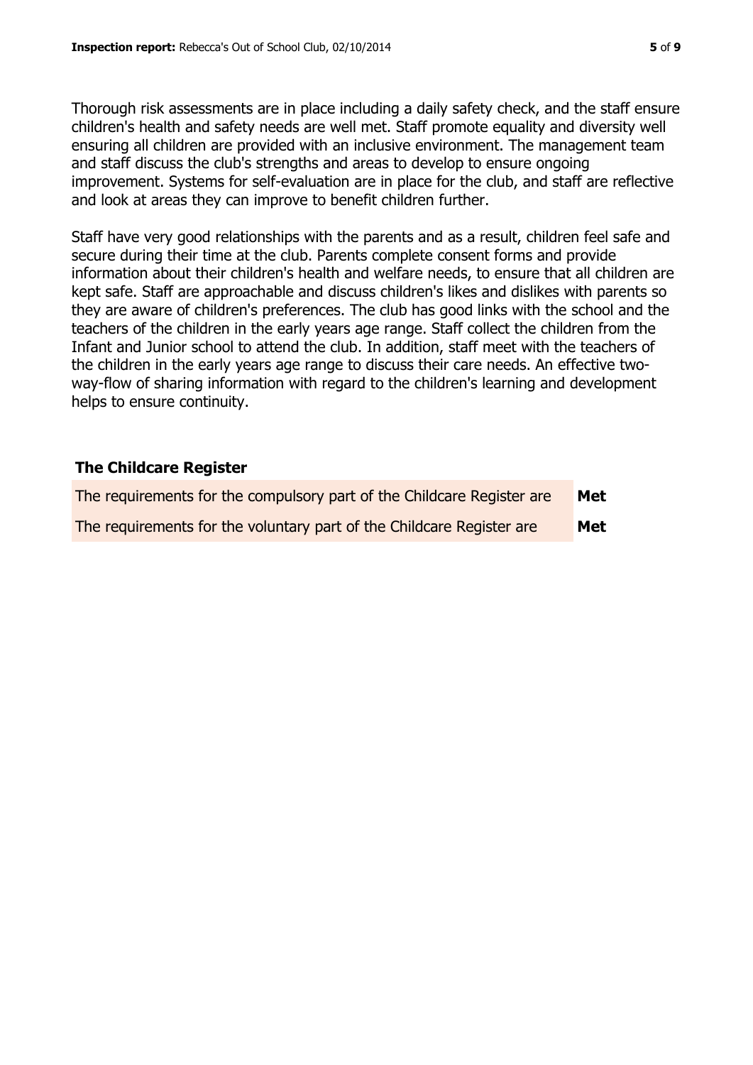Thorough risk assessments are in place including a daily safety check, and the staff ensure children's health and safety needs are well met. Staff promote equality and diversity well ensuring all children are provided with an inclusive environment. The management team and staff discuss the club's strengths and areas to develop to ensure ongoing improvement. Systems for self-evaluation are in place for the club, and staff are reflective and look at areas they can improve to benefit children further.

Staff have very good relationships with the parents and as a result, children feel safe and secure during their time at the club. Parents complete consent forms and provide information about their children's health and welfare needs, to ensure that all children are kept safe. Staff are approachable and discuss children's likes and dislikes with parents so they are aware of children's preferences. The club has good links with the school and the teachers of the children in the early years age range. Staff collect the children from the Infant and Junior school to attend the club. In addition, staff meet with the teachers of the children in the early years age range to discuss their care needs. An effective two-way-flow of sharing information with regard to the children's learning and development helps to ensure continuity.

## The Childcare Register

| | |
|---|---|
| The requirements for the compulsory part of the Childcare Register are | **Met** |
| The requirements for the voluntary part of the Childcare Register are | **Met** |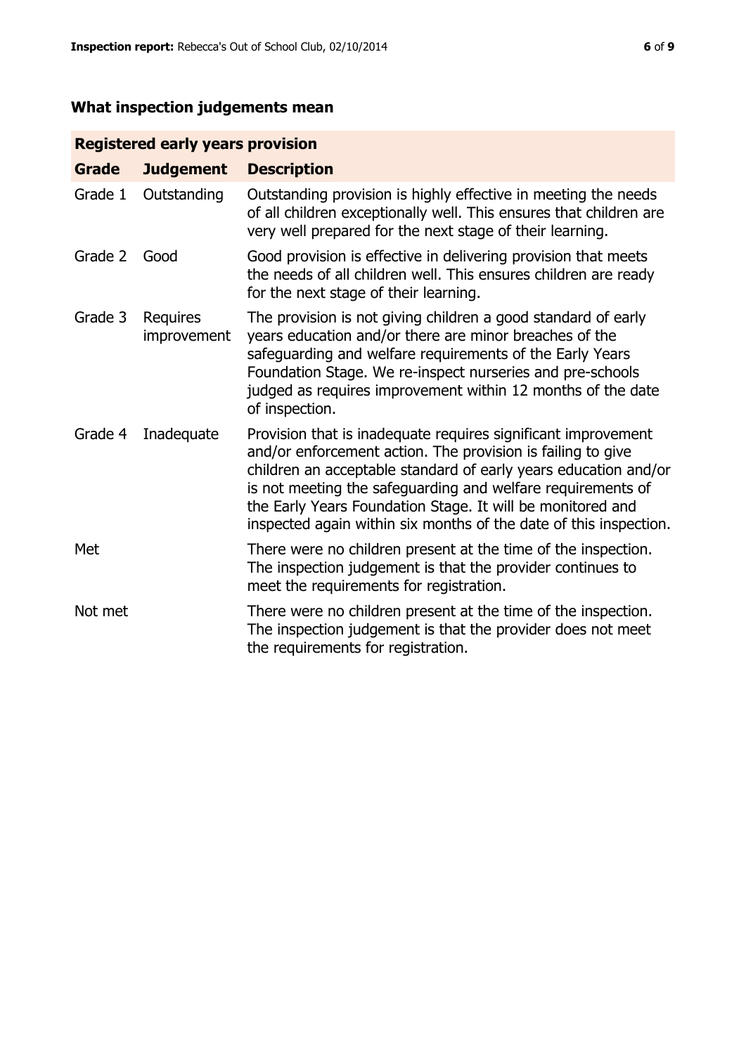## What inspection judgements mean

| Registered early years provision | | |
|---|---|---|
| **Grade** | **Judgement** | **Description** |
| Grade 1 | Outstanding | Outstanding provision is highly effective in meeting the needs of all children exceptionally well. This ensures that children are very well prepared for the next stage of their learning. |
| Grade 2 | Good | Good provision is effective in delivering provision that meets the needs of all children well. This ensures children are ready for the next stage of their learning. |
| Grade 3 | Requires improvement | The provision is not giving children a good standard of early years education and/or there are minor breaches of the safeguarding and welfare requirements of the Early Years Foundation Stage. We re-inspect nurseries and pre-schools judged as requires improvement within 12 months of the date of inspection. |
| Grade 4 | Inadequate | Provision that is inadequate requires significant improvement and/or enforcement action. The provision is failing to give children an acceptable standard of early years education and/or is not meeting the safeguarding and welfare requirements of the Early Years Foundation Stage. It will be monitored and inspected again within six months of the date of this inspection. |
| Met | | There were no children present at the time of the inspection. The inspection judgement is that the provider continues to meet the requirements for registration. |
| Not met | | There were no children present at the time of the inspection. The inspection judgement is that the provider does not meet the requirements for registration. |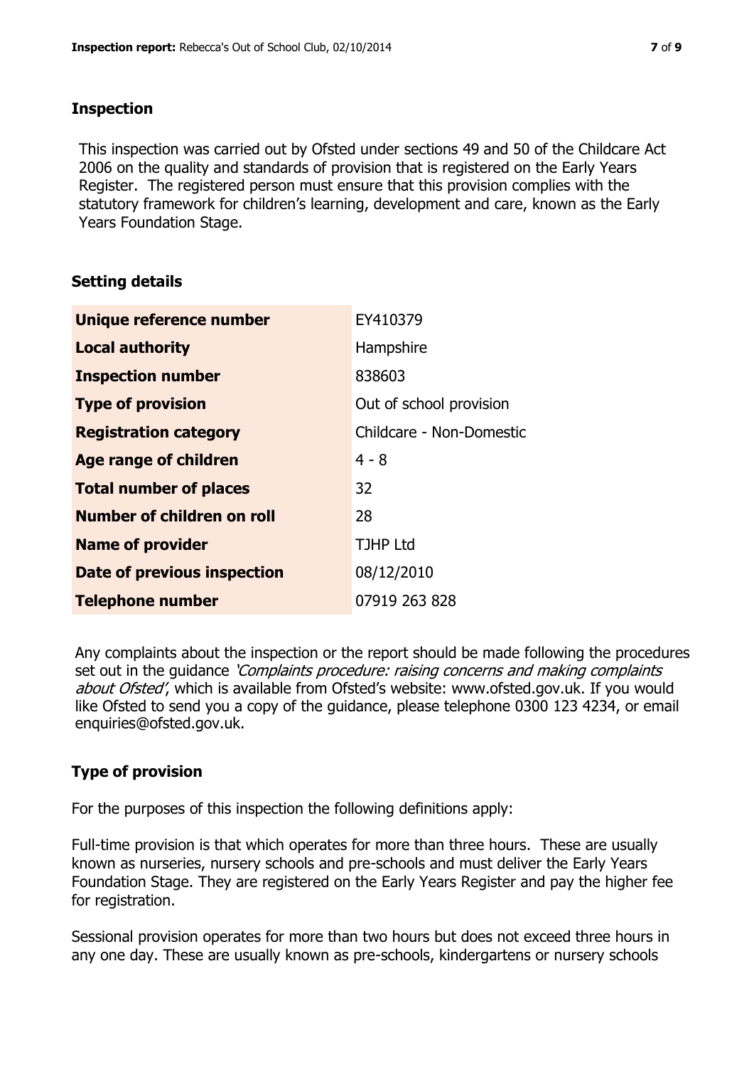## Inspection

This inspection was carried out by Ofsted under sections 49 and 50 of the Childcare Act 2006 on the quality and standards of provision that is registered on the Early Years Register. The registered person must ensure that this provision complies with the statutory framework for children's learning, development and care, known as the Early Years Foundation Stage.

## Setting details

| | |
|---|---|
| **Unique reference number** | EY410379 |
| **Local authority** | Hampshire |
| **Inspection number** | 838603 |
| **Type of provision** | Out of school provision |
| **Registration category** | Childcare - Non-Domestic |
| **Age range of children** | 4 - 8 |
| **Total number of places** | 32 |
| **Number of children on roll** | 28 |
| **Name of provider** | TJHP Ltd |
| **Date of previous inspection** | 08/12/2010 |
| **Telephone number** | 07919 263 828 |

Any complaints about the inspection or the report should be made following the procedures set out in the guidance *'Complaints procedure: raising concerns and making complaints about Ofsted'*, which is available from Ofsted's website: www.ofsted.gov.uk. If you would like Ofsted to send you a copy of the guidance, please telephone 0300 123 4234, or email enquiries@ofsted.gov.uk.

## Type of provision

For the purposes of this inspection the following definitions apply:

Full-time provision is that which operates for more than three hours. These are usually known as nurseries, nursery schools and pre-schools and must deliver the Early Years Foundation Stage. They are registered on the Early Years Register and pay the higher fee for registration.

Sessional provision operates for more than two hours but does not exceed three hours in any one day. These are usually known as pre-schools, kindergartens or nursery schools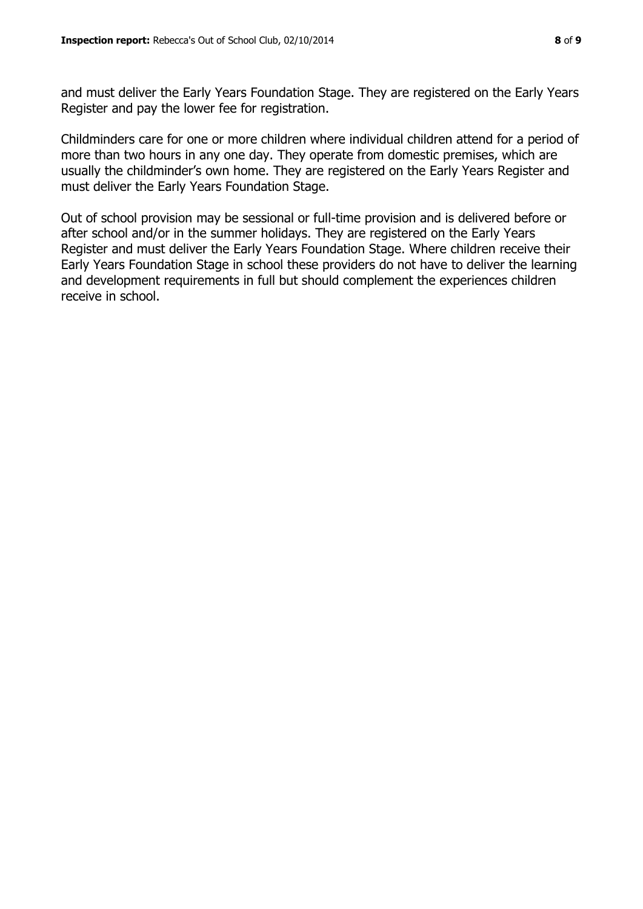and must deliver the Early Years Foundation Stage. They are registered on the Early Years Register and pay the lower fee for registration.

Childminders care for one or more children where individual children attend for a period of more than two hours in any one day. They operate from domestic premises, which are usually the childminder's own home. They are registered on the Early Years Register and must deliver the Early Years Foundation Stage.

Out of school provision may be sessional or full-time provision and is delivered before or after school and/or in the summer holidays. They are registered on the Early Years Register and must deliver the Early Years Foundation Stage. Where children receive their Early Years Foundation Stage in school these providers do not have to deliver the learning and development requirements in full but should complement the experiences children receive in school.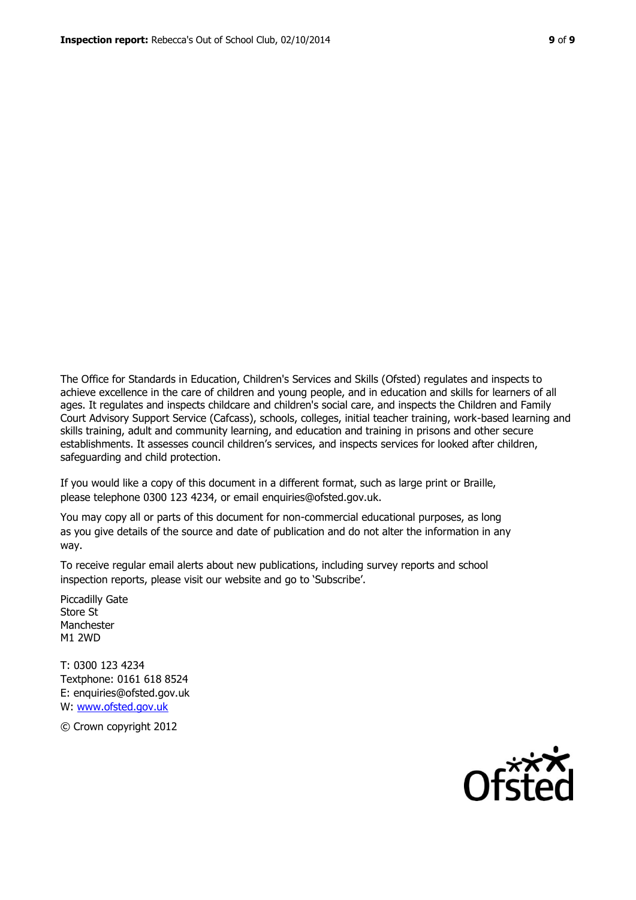The Office for Standards in Education, Children's Services and Skills (Ofsted) regulates and inspects to achieve excellence in the care of children and young people, and in education and skills for learners of all ages. It regulates and inspects childcare and children's social care, and inspects the Children and Family Court Advisory Support Service (Cafcass), schools, colleges, initial teacher training, work-based learning and skills training, adult and community learning, and education and training in prisons and other secure establishments. It assesses council children's services, and inspects services for looked after children, safeguarding and child protection.

If you would like a copy of this document in a different format, such as large print or Braille, please telephone 0300 123 4234, or email enquiries@ofsted.gov.uk.

You may copy all or parts of this document for non-commercial educational purposes, as long as you give details of the source and date of publication and do not alter the information in any way.

To receive regular email alerts about new publications, including survey reports and school inspection reports, please visit our website and go to 'Subscribe'.

Piccadilly Gate
Store St
Manchester
M1 2WD

T: 0300 123 4234
Textphone: 0161 618 8524
E: enquiries@ofsted.gov.uk
W: [www.ofsted.gov.uk](http://www.ofsted.gov.uk)

© Crown copyright 2012

Ofsted